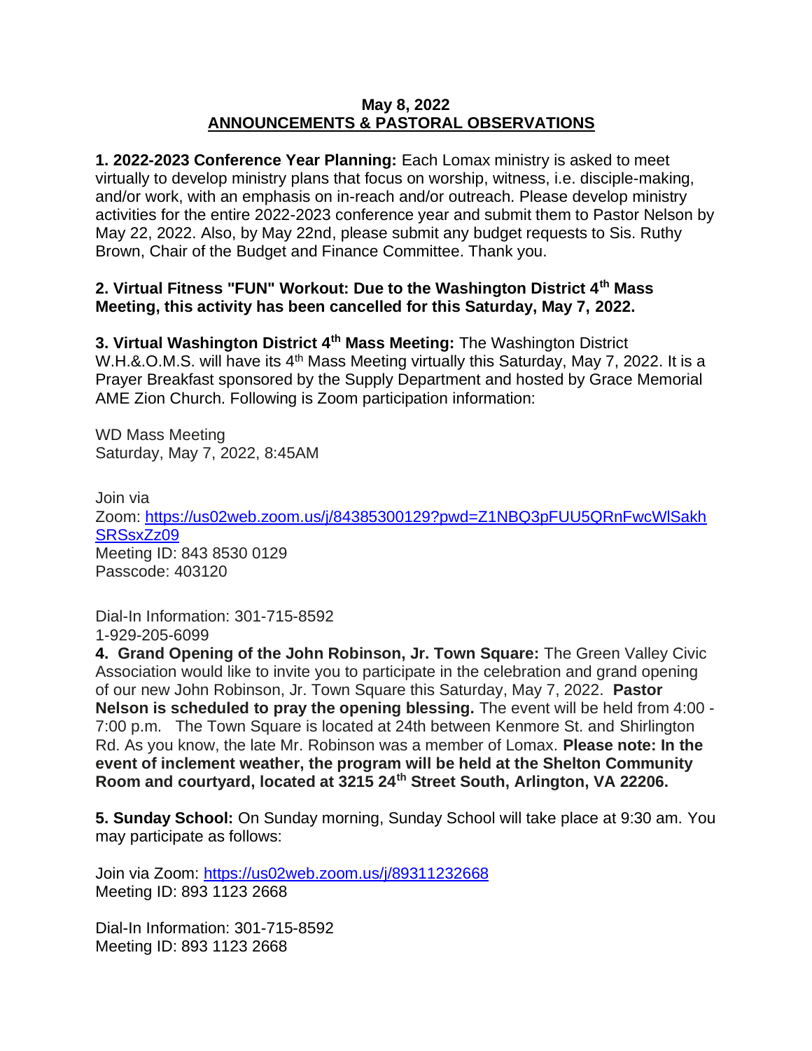**May 8, 2022**

**ANNOUNCEMENTS & PASTORAL OBSERVATIONS**

**1. 2022-2023 Conference Year Planning:** Each Lomax ministry is asked to meet virtually to develop ministry plans that focus on worship, witness, i.e. disciple-making, and/or work, with an emphasis on in-reach and/or outreach. Please develop ministry activities for the entire 2022-2023 conference year and submit them to Pastor Nelson by May 22, 2022. Also, by May 22nd, please submit any budget requests to Sis. Ruthy Brown, Chair of the Budget and Finance Committee. Thank you.

**2. Virtual Fitness "FUN" Workout: Due to the Washington District 4th Mass Meeting, this activity has been cancelled for this Saturday, May 7, 2022.**

**3. Virtual Washington District 4th Mass Meeting:** The Washington District W.H.&.O.M.S. will have its 4th Mass Meeting virtually this Saturday, May 7, 2022. It is a Prayer Breakfast sponsored by the Supply Department and hosted by Grace Memorial AME Zion Church. Following is Zoom participation information:

WD Mass Meeting
Saturday, May 7, 2022, 8:45AM

Join via
Zoom: [https://us02web.zoom.us/j/84385300129?pwd=Z1NBQ3pFUU5QRnFwcWlSakhSRSsxZz09](https://us02web.zoom.us/j/84385300129?pwd=Z1NBQ3pFUU5QRnFwcWlSakhSRSsxZz09)
Meeting ID: 843 8530 0129
Passcode: 403120

Dial-In Information: 301-715-8592
1-929-205-6099

**4. Grand Opening of the John Robinson, Jr. Town Square:** The Green Valley Civic Association would like to invite you to participate in the celebration and grand opening of our new John Robinson, Jr. Town Square this Saturday, May 7, 2022. **Pastor Nelson is scheduled to pray the opening blessing.** The event will be held from 4:00 - 7:00 p.m. The Town Square is located at 24th between Kenmore St. and Shirlington Rd. As you know, the late Mr. Robinson was a member of Lomax. **Please note: In the event of inclement weather, the program will be held at the Shelton Community Room and courtyard, located at 3215 24th Street South, Arlington, VA 22206.**

**5. Sunday School:** On Sunday morning, Sunday School will take place at 9:30 am. You may participate as follows:

Join via Zoom: [https://us02web.zoom.us/j/89311232668](https://us02web.zoom.us/j/89311232668)
Meeting ID: 893 1123 2668

Dial-In Information: 301-715-8592
Meeting ID: 893 1123 2668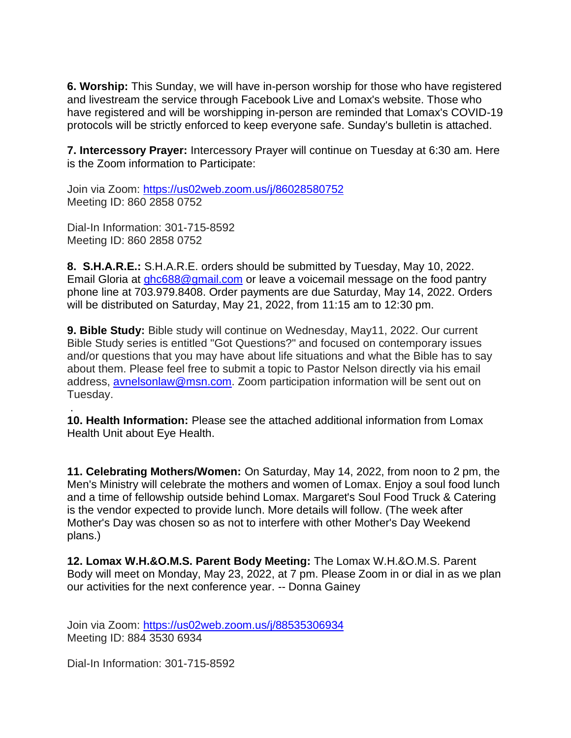**6. Worship:** This Sunday, we will have in-person worship for those who have registered and livestream the service through Facebook Live and Lomax's website. Those who have registered and will be worshipping in-person are reminded that Lomax's COVID-19 protocols will be strictly enforced to keep everyone safe. Sunday's bulletin is attached.

**7. Intercessory Prayer:** Intercessory Prayer will continue on Tuesday at 6:30 am. Here is the Zoom information to Participate:

Join via Zoom: https://us02web.zoom.us/j/86028580752
Meeting ID: 860 2858 0752

Dial-In Information: 301-715-8592
Meeting ID: 860 2858 0752

**8. S.H.A.R.E.:** S.H.A.R.E. orders should be submitted by Tuesday, May 10, 2022. Email Gloria at ghc688@gmail.com or leave a voicemail message on the food pantry phone line at 703.979.8408. Order payments are due Saturday, May 14, 2022. Orders will be distributed on Saturday, May 21, 2022, from 11:15 am to 12:30 pm.

**9. Bible Study:** Bible study will continue on Wednesday, May11, 2022. Our current Bible Study series is entitled "Got Questions?" and focused on contemporary issues and/or questions that you may have about life situations and what the Bible has to say about them. Please feel free to submit a topic to Pastor Nelson directly via his email address, avnelsonlaw@msn.com. Zoom participation information will be sent out on Tuesday.

.

**10. Health Information:** Please see the attached additional information from Lomax Health Unit about Eye Health.

**11. Celebrating Mothers/Women:** On Saturday, May 14, 2022, from noon to 2 pm, the Men's Ministry will celebrate the mothers and women of Lomax. Enjoy a soul food lunch and a time of fellowship outside behind Lomax. Margaret's Soul Food Truck & Catering is the vendor expected to provide lunch. More details will follow. (The week after Mother's Day was chosen so as not to interfere with other Mother's Day Weekend plans.)

**12. Lomax W.H.&O.M.S. Parent Body Meeting:** The Lomax W.H.&O.M.S. Parent Body will meet on Monday, May 23, 2022, at 7 pm. Please Zoom in or dial in as we plan our activities for the next conference year. -- Donna Gainey

Join via Zoom: https://us02web.zoom.us/j/88535306934
Meeting ID: 884 3530 6934

Dial-In Information: 301-715-8592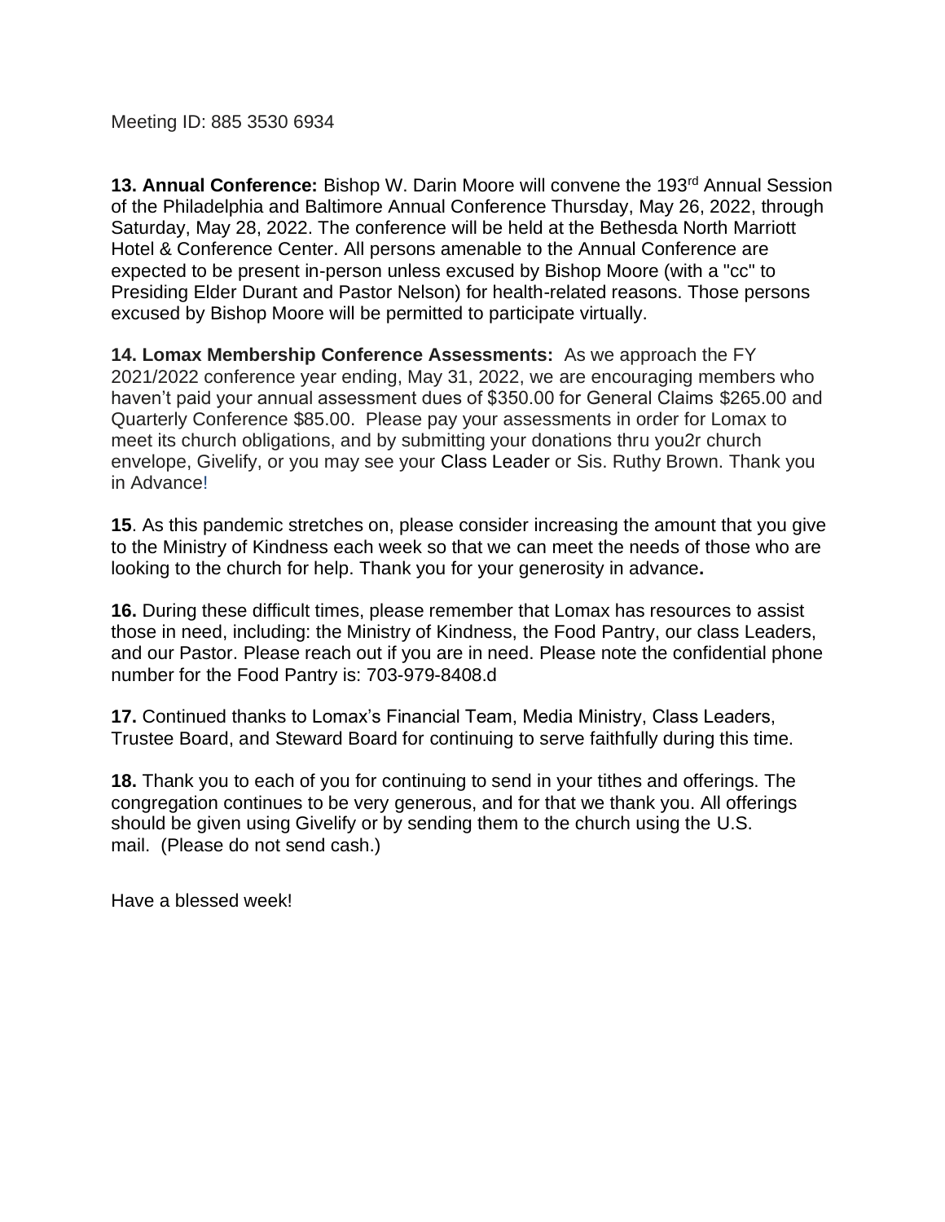Meeting ID: 885 3530 6934

**13. Annual Conference:** Bishop W. Darin Moore will convene the 193rd Annual Session of the Philadelphia and Baltimore Annual Conference Thursday, May 26, 2022, through Saturday, May 28, 2022. The conference will be held at the Bethesda North Marriott Hotel & Conference Center. All persons amenable to the Annual Conference are expected to be present in-person unless excused by Bishop Moore (with a "cc" to Presiding Elder Durant and Pastor Nelson) for health-related reasons. Those persons excused by Bishop Moore will be permitted to participate virtually.

**14. Lomax Membership Conference Assessments:** As we approach the FY 2021/2022 conference year ending, May 31, 2022, we are encouraging members who haven't paid your annual assessment dues of $350.00 for General Claims $265.00 and Quarterly Conference $85.00. Please pay your assessments in order for Lomax to meet its church obligations, and by submitting your donations thru you2r church envelope, Givelify, or you may see your Class Leader or Sis. Ruthy Brown. Thank you in Advance!

**15**. As this pandemic stretches on, please consider increasing the amount that you give to the Ministry of Kindness each week so that we can meet the needs of those who are looking to the church for help. Thank you for your generosity in advance**.**

**16.** During these difficult times, please remember that Lomax has resources to assist those in need, including: the Ministry of Kindness, the Food Pantry, our class Leaders, and our Pastor. Please reach out if you are in need. Please note the confidential phone number for the Food Pantry is: 703-979-8408.d

**17.** Continued thanks to Lomax's Financial Team, Media Ministry, Class Leaders, Trustee Board, and Steward Board for continuing to serve faithfully during this time.

**18.** Thank you to each of you for continuing to send in your tithes and offerings. The congregation continues to be very generous, and for that we thank you. All offerings should be given using Givelify or by sending them to the church using the U.S. mail. (Please do not send cash.)

Have a blessed week!